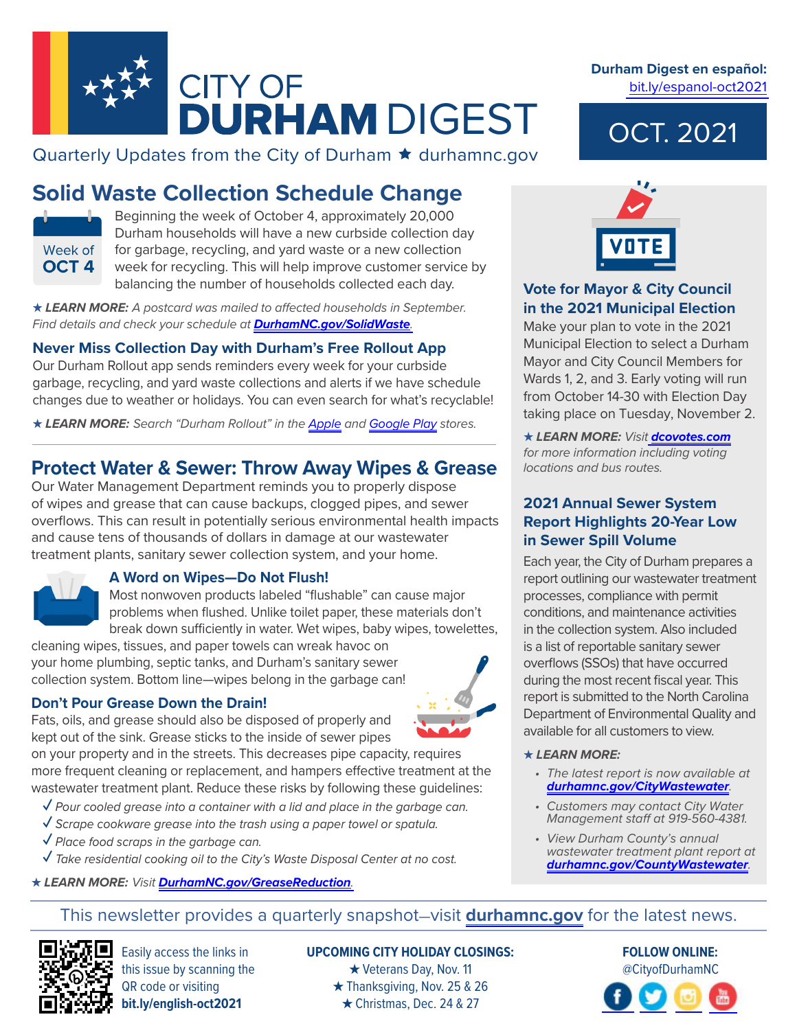# CITY OF DURHAM DIGEST

Quarterly Updates from the City of Durham ★ durhamnc.gov

Durham Digest en español: bit.ly/espanol-oct2021

OCT. 2021

## Solid Waste Collection Schedule Change

Week of OCT 4

Beginning the week of October 4, approximately 20,000 Durham households will have a new curbside collection day for garbage, recycling, and yard waste or a new collection week for recycling. This will help improve customer service by balancing the number of households collected each day.

★ ***LEARN MORE:*** *A postcard was mailed to affected households in September. Find details and check your schedule at* ***DurhamNC.gov/SolidWaste****.*

### Never Miss Collection Day with Durham's Free Rollout App

Our Durham Rollout app sends reminders every week for your curbside garbage, recycling, and yard waste collections and alerts if we have schedule changes due to weather or holidays. You can even search for what's recyclable!

★ ***LEARN MORE:*** *Search "Durham Rollout" in the Apple and Google Play stores.*

## Protect Water & Sewer: Throw Away Wipes & Grease

Our Water Management Department reminds you to properly dispose of wipes and grease that can cause backups, clogged pipes, and sewer overflows. This can result in potentially serious environmental health impacts and cause tens of thousands of dollars in damage at our wastewater treatment plants, sanitary sewer collection system, and your home.

### A Word on Wipes—Do Not Flush!

Most nonwoven products labeled "flushable" can cause major problems when flushed. Unlike toilet paper, these materials don't break down sufficiently in water. Wet wipes, baby wipes, towelettes, cleaning wipes, tissues, and paper towels can wreak havoc on your home plumbing, septic tanks, and Durham's sanitary sewer collection system. Bottom line—wipes belong in the garbage can!

### Don't Pour Grease Down the Drain!

Fats, oils, and grease should also be disposed of properly and kept out of the sink. Grease sticks to the inside of sewer pipes on your property and in the streets. This decreases pipe capacity, requires more frequent cleaning or replacement, and hampers effective treatment at the wastewater treatment plant. Reduce these risks by following these guidelines:

- ✓ *Pour cooled grease into a container with a lid and place in the garbage can.*
- ✓ *Scrape cookware grease into the trash using a paper towel or spatula.*
- ✓ *Place food scraps in the garbage can.*
- ✓ *Take residential cooking oil to the City's Waste Disposal Center at no cost.*

★ ***LEARN MORE:*** *Visit* ***DurhamNC.gov/GreaseReduction****.*

## Vote for Mayor & City Council in the 2021 Municipal Election

Make your plan to vote in the 2021 Municipal Election to select a Durham Mayor and City Council Members for Wards 1, 2, and 3. Early voting will run from October 14-30 with Election Day taking place on Tuesday, November 2.

★ ***LEARN MORE:*** *Visit* ***dcovotes.com*** *for more information including voting locations and bus routes.*

## 2021 Annual Sewer System Report Highlights 20-Year Low in Sewer Spill Volume

Each year, the City of Durham prepares a report outlining our wastewater treatment processes, compliance with permit conditions, and maintenance activities in the collection system. Also included is a list of reportable sanitary sewer overflows (SSOs) that have occurred during the most recent fiscal year. This report is submitted to the North Carolina Department of Environmental Quality and available for all customers to view.

★ ***LEARN MORE:***

- *The latest report is now available at* ***durhamnc.gov/CityWastewater****.*
- *Customers may contact City Water Management staff at 919-560-4381.*
- *View Durham County's annual wastewater treatment plant report at* ***durhamnc.gov/CountyWastewater****.*

This newsletter provides a quarterly snapshot–visit **durhamnc.gov** for the latest news.

Easily access the links in this issue by scanning the QR code or visiting **bit.ly/english-oct2021**

**UPCOMING CITY HOLIDAY CLOSINGS:**

★ Veterans Day, Nov. 11
★ Thanksgiving, Nov. 25 & 26
★ Christmas, Dec. 24 & 27

**FOLLOW ONLINE:**
@CityofDurhamNC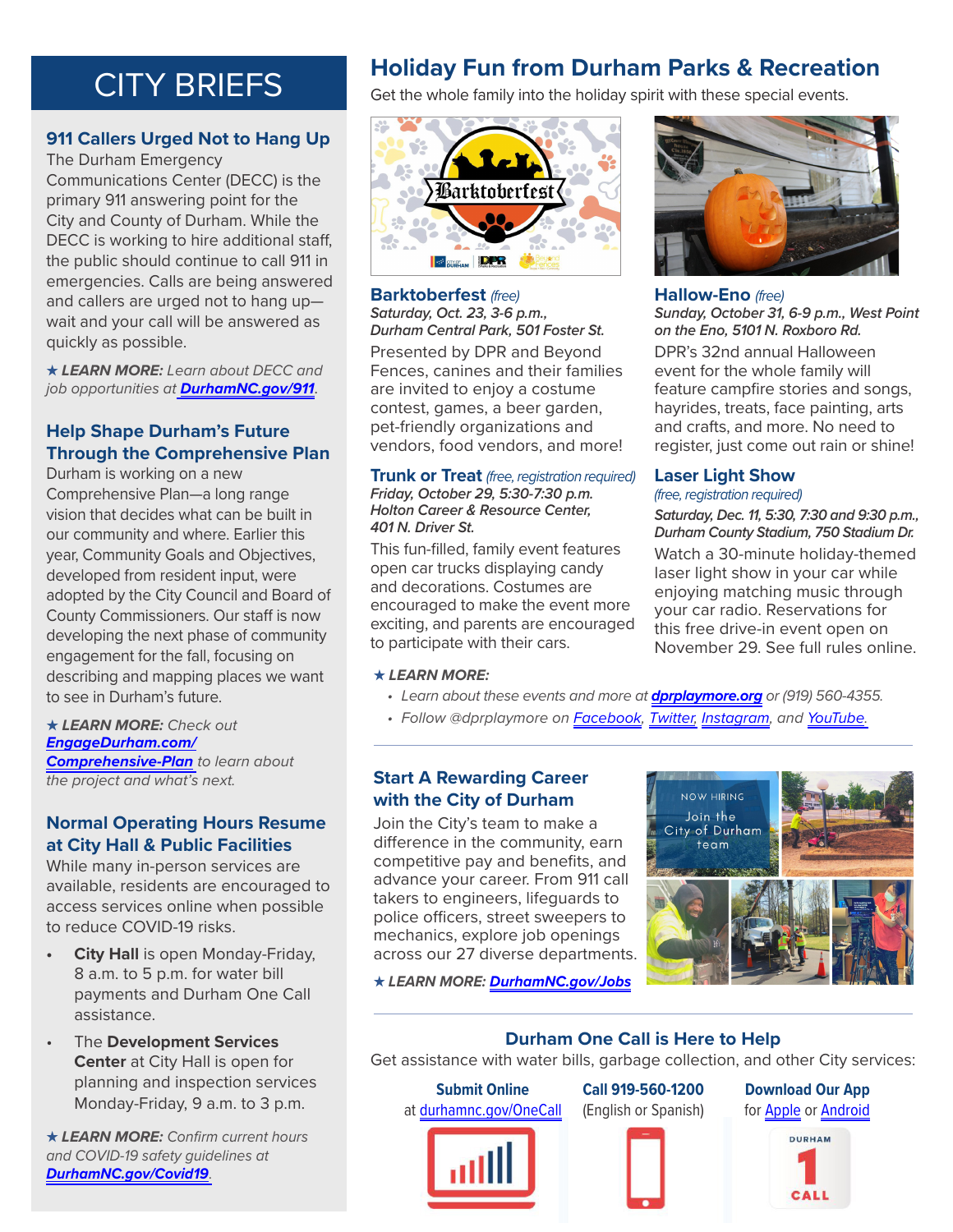# CITY BRIEFS

### 911 Callers Urged Not to Hang Up

The Durham Emergency Communications Center (DECC) is the primary 911 answering point for the City and County of Durham. While the DECC is working to hire additional staff, the public should continue to call 911 in emergencies. Calls are being answered and callers are urged not to hang up—wait and your call will be answered as quickly as possible.

★ ***LEARN MORE:*** *Learn about DECC and job opportunities at* ***DurhamNC.gov/911***.

### Help Shape Durham's Future Through the Comprehensive Plan

Durham is working on a new Comprehensive Plan—a long range vision that decides what can be built in our community and where. Earlier this year, Community Goals and Objectives, developed from resident input, were adopted by the City Council and Board of County Commissioners. Our staff is now developing the next phase of community engagement for the fall, focusing on describing and mapping places we want to see in Durham's future.

★ ***LEARN MORE:*** *Check out* ***EngageDurham.com/Comprehensive-Plan*** *to learn about the project and what's next.*

### Normal Operating Hours Resume at City Hall & Public Facilities

While many in-person services are available, residents are encouraged to access services online when possible to reduce COVID-19 risks.

- **City Hall** is open Monday-Friday, 8 a.m. to 5 p.m. for water bill payments and Durham One Call assistance.
- The **Development Services Center** at City Hall is open for planning and inspection services Monday-Friday, 9 a.m. to 3 p.m.

★ ***LEARN MORE:*** *Confirm current hours and COVID-19 safety guidelines at* ***DurhamNC.gov/Covid19***.

## Holiday Fun from Durham Parks & Recreation

Get the whole family into the holiday spirit with these special events.

### Barktoberfest *(free)*

***Saturday, Oct. 23, 3-6 p.m., Durham Central Park, 501 Foster St.***

Presented by DPR and Beyond Fences, canines and their families are invited to enjoy a costume contest, games, a beer garden, pet-friendly organizations and vendors, food vendors, and more!

### Hallow-Eno *(free)*

***Sunday, October 31, 6-9 p.m., West Point on the Eno, 5101 N. Roxboro Rd.***

DPR's 32nd annual Halloween event for the whole family will feature campfire stories and songs, hayrides, treats, face painting, arts and crafts, and more. No need to register, just come out rain or shine!

### Trunk or Treat *(free, registration required)*

***Friday, October 29, 5:30-7:30 p.m. Holton Career & Resource Center, 401 N. Driver St.***

This fun-filled, family event features open car trucks displaying candy and decorations. Costumes are encouraged to make the event more exciting, and parents are encouraged to participate with their cars.

### Laser Light Show

*(free, registration required)*

***Saturday, Dec. 11, 5:30, 7:30 and 9:30 p.m., Durham County Stadium, 750 Stadium Dr.***

Watch a 30-minute holiday-themed laser light show in your car while enjoying matching music through your car radio. Reservations for this free drive-in event open on November 29. See full rules online.

★ ***LEARN MORE:***

- *Learn about these events and more at* ***dprplaymore.org*** *or (919) 560-4355.*
- *Follow @dprplaymore on Facebook, Twitter, Instagram, and YouTube.*

### Start A Rewarding Career with the City of Durham

Join the City's team to make a difference in the community, earn competitive pay and benefits, and advance your career. From 911 call takers to engineers, lifeguards to police officers, street sweepers to mechanics, explore job openings across our 27 diverse departments.

★ ***LEARN MORE: DurhamNC.gov/Jobs***

NOW HIRING
Join the City of Durham team

### Durham One Call is Here to Help

Get assistance with water bills, garbage collection, and other City services:

**Submit Online**
at durhamnc.gov/OneCall

**Call 919-560-1200**
(English or Spanish)

**Download Our App**
for Apple or Android